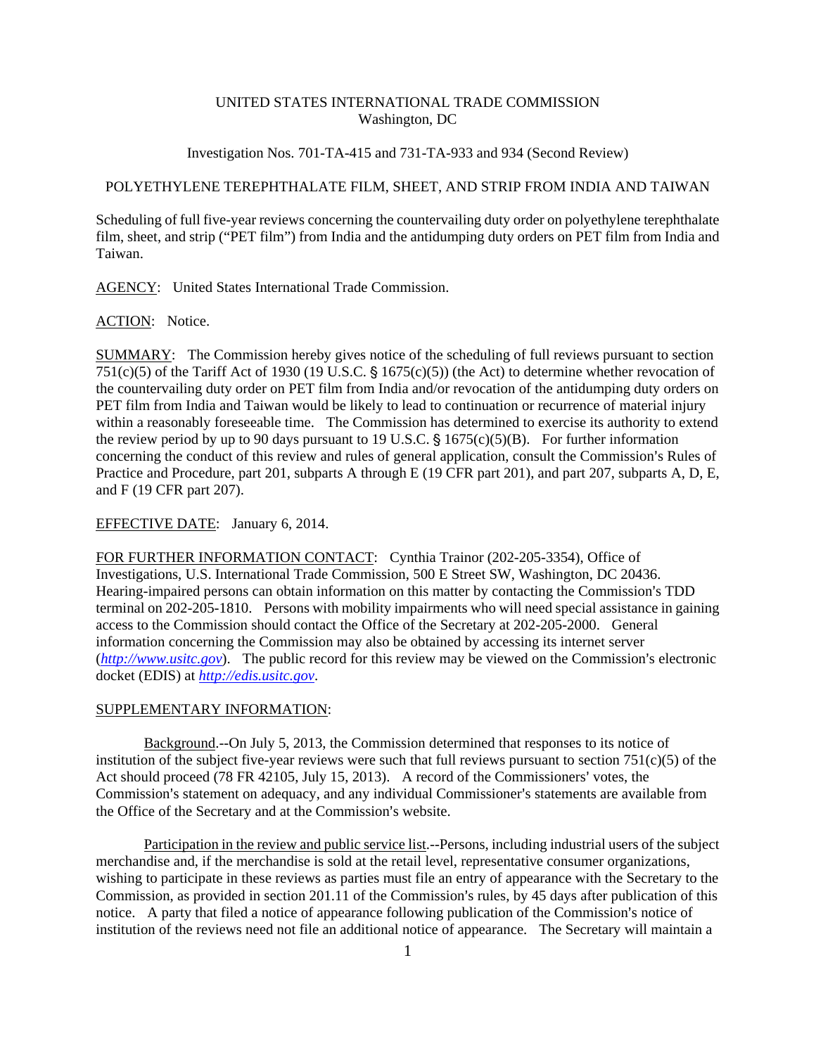UNITED STATES INTERNATIONAL TRADE COMMISSION
Washington, DC

Investigation Nos. 701-TA-415 and 731-TA-933 and 934 (Second Review)

POLYETHYLENE TEREPHTHALATE FILM, SHEET, AND STRIP FROM INDIA AND TAIWAN

Scheduling of full five-year reviews concerning the countervailing duty order on polyethylene terephthalate film, sheet, and strip ("PET film") from India and the antidumping duty orders on PET film from India and Taiwan.

AGENCY: United States International Trade Commission.

ACTION: Notice.

SUMMARY: The Commission hereby gives notice of the scheduling of full reviews pursuant to section 751(c)(5) of the Tariff Act of 1930 (19 U.S.C. § 1675(c)(5)) (the Act) to determine whether revocation of the countervailing duty order on PET film from India and/or revocation of the antidumping duty orders on PET film from India and Taiwan would be likely to lead to continuation or recurrence of material injury within a reasonably foreseeable time. The Commission has determined to exercise its authority to extend the review period by up to 90 days pursuant to 19 U.S.C. § 1675(c)(5)(B). For further information concerning the conduct of this review and rules of general application, consult the Commission's Rules of Practice and Procedure, part 201, subparts A through E (19 CFR part 201), and part 207, subparts A, D, E, and F (19 CFR part 207).

EFFECTIVE DATE: January 6, 2014.

FOR FURTHER INFORMATION CONTACT: Cynthia Trainor (202-205-3354), Office of Investigations, U.S. International Trade Commission, 500 E Street SW, Washington, DC 20436. Hearing-impaired persons can obtain information on this matter by contacting the Commission's TDD terminal on 202-205-1810. Persons with mobility impairments who will need special assistance in gaining access to the Commission should contact the Office of the Secretary at 202-205-2000. General information concerning the Commission may also be obtained by accessing its internet server (*http://www.usitc.gov*). The public record for this review may be viewed on the Commission's electronic docket (EDIS) at *http://edis.usitc.gov*.

SUPPLEMENTARY INFORMATION:

Background.--On July 5, 2013, the Commission determined that responses to its notice of institution of the subject five-year reviews were such that full reviews pursuant to section 751(c)(5) of the Act should proceed (78 FR 42105, July 15, 2013). A record of the Commissioners' votes, the Commission's statement on adequacy, and any individual Commissioner's statements are available from the Office of the Secretary and at the Commission's website.

Participation in the review and public service list.--Persons, including industrial users of the subject merchandise and, if the merchandise is sold at the retail level, representative consumer organizations, wishing to participate in these reviews as parties must file an entry of appearance with the Secretary to the Commission, as provided in section 201.11 of the Commission's rules, by 45 days after publication of this notice. A party that filed a notice of appearance following publication of the Commission's notice of institution of the reviews need not file an additional notice of appearance. The Secretary will maintain a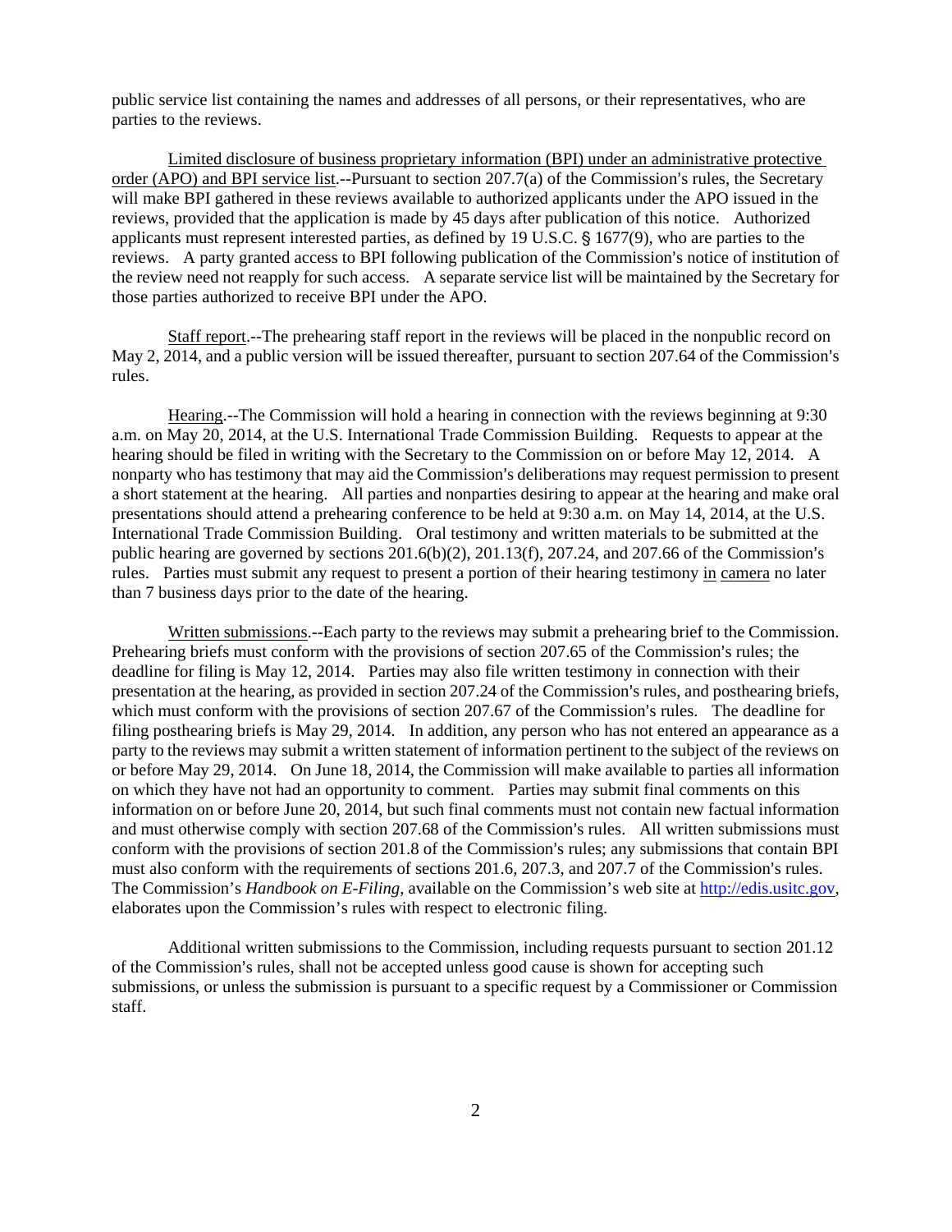public service list containing the names and addresses of all persons, or their representatives, who are parties to the reviews.

Limited disclosure of business proprietary information (BPI) under an administrative protective order (APO) and BPI service list.--Pursuant to section 207.7(a) of the Commission's rules, the Secretary will make BPI gathered in these reviews available to authorized applicants under the APO issued in the reviews, provided that the application is made by 45 days after publication of this notice. Authorized applicants must represent interested parties, as defined by 19 U.S.C. § 1677(9), who are parties to the reviews. A party granted access to BPI following publication of the Commission's notice of institution of the review need not reapply for such access. A separate service list will be maintained by the Secretary for those parties authorized to receive BPI under the APO.

Staff report.--The prehearing staff report in the reviews will be placed in the nonpublic record on May 2, 2014, and a public version will be issued thereafter, pursuant to section 207.64 of the Commission's rules.

Hearing.--The Commission will hold a hearing in connection with the reviews beginning at 9:30 a.m. on May 20, 2014, at the U.S. International Trade Commission Building. Requests to appear at the hearing should be filed in writing with the Secretary to the Commission on or before May 12, 2014. A nonparty who has testimony that may aid the Commission's deliberations may request permission to present a short statement at the hearing. All parties and nonparties desiring to appear at the hearing and make oral presentations should attend a prehearing conference to be held at 9:30 a.m. on May 14, 2014, at the U.S. International Trade Commission Building. Oral testimony and written materials to be submitted at the public hearing are governed by sections 201.6(b)(2), 201.13(f), 207.24, and 207.66 of the Commission's rules. Parties must submit any request to present a portion of their hearing testimony in camera no later than 7 business days prior to the date of the hearing.

Written submissions.--Each party to the reviews may submit a prehearing brief to the Commission. Prehearing briefs must conform with the provisions of section 207.65 of the Commission's rules; the deadline for filing is May 12, 2014. Parties may also file written testimony in connection with their presentation at the hearing, as provided in section 207.24 of the Commission's rules, and posthearing briefs, which must conform with the provisions of section 207.67 of the Commission's rules. The deadline for filing posthearing briefs is May 29, 2014. In addition, any person who has not entered an appearance as a party to the reviews may submit a written statement of information pertinent to the subject of the reviews on or before May 29, 2014. On June 18, 2014, the Commission will make available to parties all information on which they have not had an opportunity to comment. Parties may submit final comments on this information on or before June 20, 2014, but such final comments must not contain new factual information and must otherwise comply with section 207.68 of the Commission's rules. All written submissions must conform with the provisions of section 201.8 of the Commission's rules; any submissions that contain BPI must also conform with the requirements of sections 201.6, 207.3, and 207.7 of the Commission's rules. The Commission's *Handbook on E-Filing*, available on the Commission's web site at http://edis.usitc.gov, elaborates upon the Commission's rules with respect to electronic filing.

Additional written submissions to the Commission, including requests pursuant to section 201.12 of the Commission's rules, shall not be accepted unless good cause is shown for accepting such submissions, or unless the submission is pursuant to a specific request by a Commissioner or Commission staff.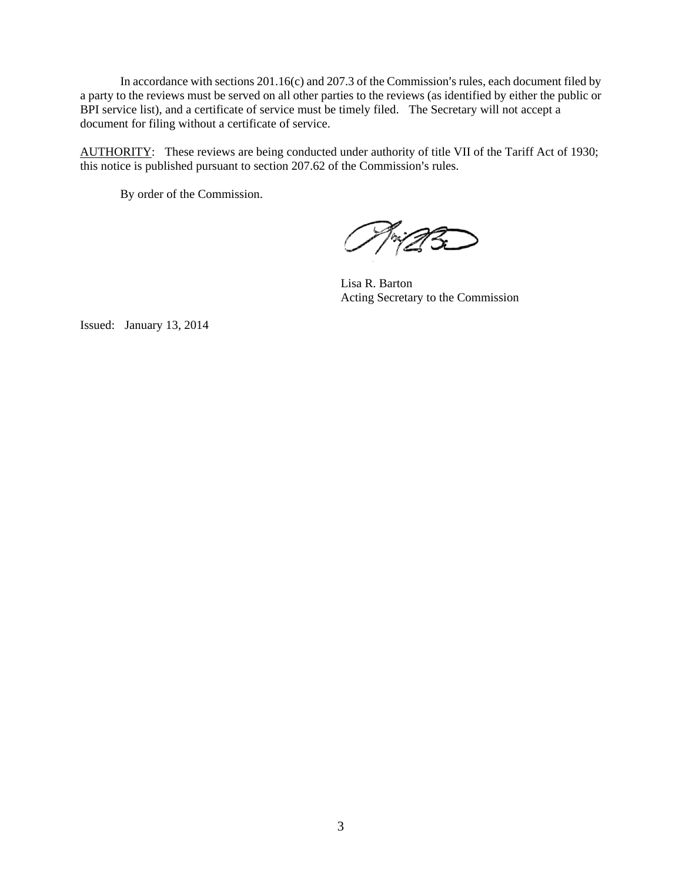In accordance with sections 201.16(c) and 207.3 of the Commission's rules, each document filed by a party to the reviews must be served on all other parties to the reviews (as identified by either the public or BPI service list), and a certificate of service must be timely filed. The Secretary will not accept a document for filing without a certificate of service.

<u>AUTHORITY</u>: These reviews are being conducted under authority of title VII of the Tariff Act of 1930; this notice is published pursuant to section 207.62 of the Commission's rules.

By order of the Commission.

Lisa R. Barton
Acting Secretary to the Commission

Issued: January 13, 2014